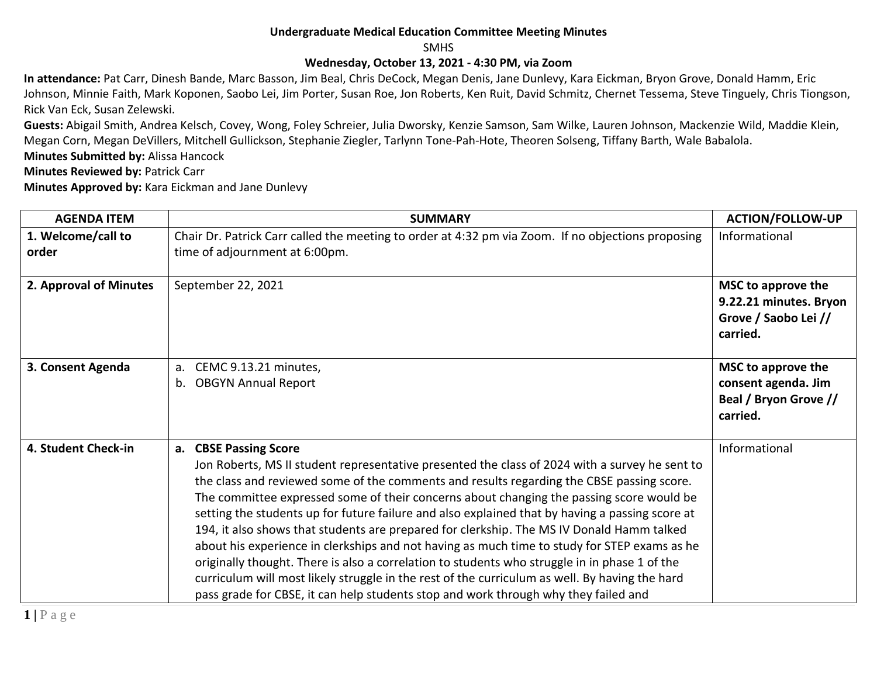**Undergraduate Medical Education Committee Meeting Minutes**

SMHS

**Wednesday, October 13, 2021 - 4:30 PM, via Zoom**

**In attendance:** Pat Carr, Dinesh Bande, Marc Basson, Jim Beal, Chris DeCock, Megan Denis, Jane Dunlevy, Kara Eickman, Bryon Grove, Donald Hamm, Eric Johnson, Minnie Faith, Mark Koponen, Saobo Lei, Jim Porter, Susan Roe, Jon Roberts, Ken Ruit, David Schmitz, Chernet Tessema, Steve Tinguely, Chris Tiongson, Rick Van Eck, Susan Zelewski.

**Guests:** Abigail Smith, Andrea Kelsch, Covey, Wong, Foley Schreier, Julia Dworsky, Kenzie Samson, Sam Wilke, Lauren Johnson, Mackenzie Wild, Maddie Klein, Megan Corn, Megan DeVillers, Mitchell Gullickson, Stephanie Ziegler, Tarlynn Tone-Pah-Hote, Theoren Solseng, Tiffany Barth, Wale Babalola.

**Minutes Submitted by:** Alissa Hancock

**Minutes Reviewed by:** Patrick Carr

**Minutes Approved by:** Kara Eickman and Jane Dunlevy

| AGENDA ITEM | SUMMARY | ACTION/FOLLOW-UP |
|---|---|---|
| **1. Welcome/call to order** | Chair Dr. Patrick Carr called the meeting to order at 4:32 pm via Zoom. If no objections proposing time of adjournment at 6:00pm. | Informational |
| **2. Approval of Minutes** | September 22, 2021 | **MSC to approve the 9.22.21 minutes. Bryon Grove / Saobo Lei // carried.** |
| **3. Consent Agenda** | a. CEMC 9.13.21 minutes,<br>b. OBGYN Annual Report | **MSC to approve the consent agenda. Jim Beal / Bryon Grove // carried.** |
| **4. Student Check-in** | a. **CBSE Passing Score**<br>Jon Roberts, MS II student representative presented the class of 2024 with a survey he sent to the class and reviewed some of the comments and results regarding the CBSE passing score. The committee expressed some of their concerns about changing the passing score would be setting the students up for future failure and also explained that by having a passing score at 194, it also shows that students are prepared for clerkship. The MS IV Donald Hamm talked about his experience in clerkships and not having as much time to study for STEP exams as he originally thought. There is also a correlation to students who struggle in in phase 1 of the curriculum will most likely struggle in the rest of the curriculum as well. By having the hard pass grade for CBSE, it can help students stop and work through why they failed and | Informational |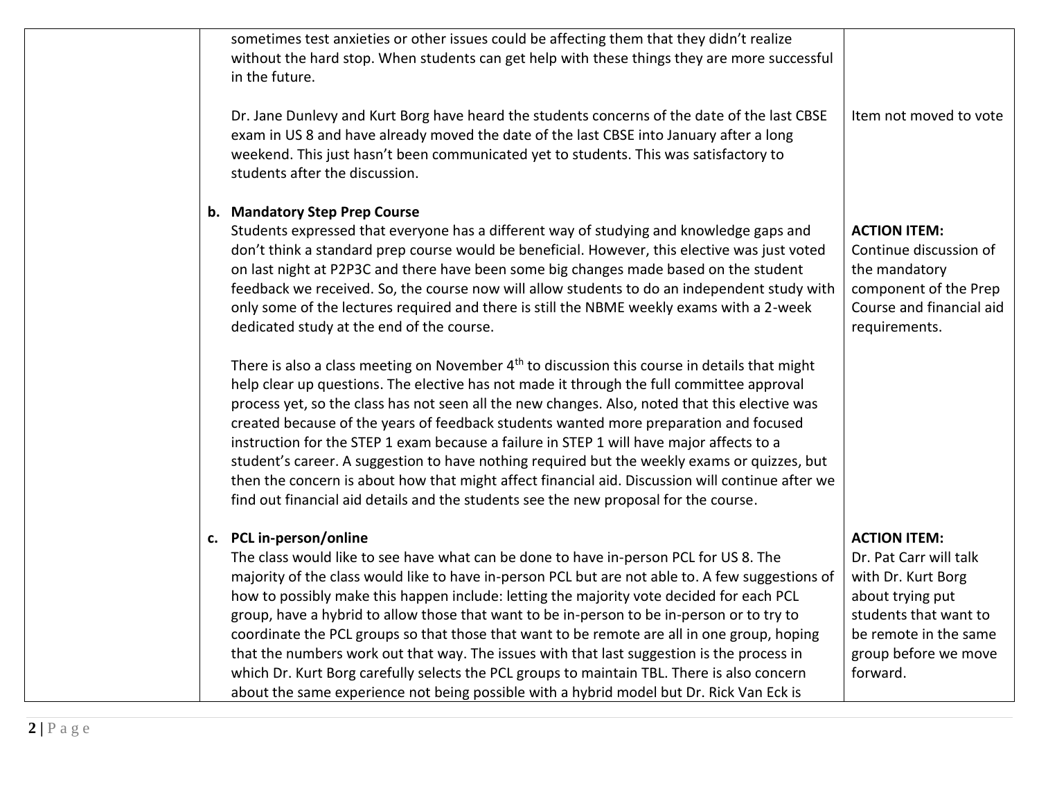| | | |
|---|---|---|
| | sometimes test anxieties or other issues could be affecting them that they didn't realize without the hard stop. When students can get help with these things they are more successful in the future.<br><br>Dr. Jane Dunlevy and Kurt Borg have heard the students concerns of the date of the last CBSE exam in US 8 and have already moved the date of the last CBSE into January after a long weekend. This just hasn't been communicated yet to students. This was satisfactory to students after the discussion. | Item not moved to vote |
| | **b. Mandatory Step Prep Course**<br>Students expressed that everyone has a different way of studying and knowledge gaps and don't think a standard prep course would be beneficial. However, this elective was just voted on last night at P2P3C and there have been some big changes made based on the student feedback we received. So, the course now will allow students to do an independent study with only some of the lectures required and there is still the NBME weekly exams with a 2-week dedicated study at the end of the course.<br><br>There is also a class meeting on November 4th to discussion this course in details that might help clear up questions. The elective has not made it through the full committee approval process yet, so the class has not seen all the new changes. Also, noted that this elective was created because of the years of feedback students wanted more preparation and focused instruction for the STEP 1 exam because a failure in STEP 1 will have major affects to a student's career. A suggestion to have nothing required but the weekly exams or quizzes, but then the concern is about how that might affect financial aid. Discussion will continue after we find out financial aid details and the students see the new proposal for the course. | **ACTION ITEM:**<br>Continue discussion of the mandatory component of the Prep Course and financial aid requirements. |
| | **c. PCL in-person/online**<br>The class would like to see have what can be done to have in-person PCL for US 8. The majority of the class would like to have in-person PCL but are not able to. A few suggestions of how to possibly make this happen include: letting the majority vote decided for each PCL group, have a hybrid to allow those that want to be in-person to be in-person or to try to coordinate the PCL groups so that those that want to be remote are all in one group, hoping that the numbers work out that way. The issues with that last suggestion is the process in which Dr. Kurt Borg carefully selects the PCL groups to maintain TBL. There is also concern about the same experience not being possible with a hybrid model but Dr. Rick Van Eck is | **ACTION ITEM:**<br>Dr. Pat Carr will talk with Dr. Kurt Borg about trying put students that want to be remote in the same group before we move forward. |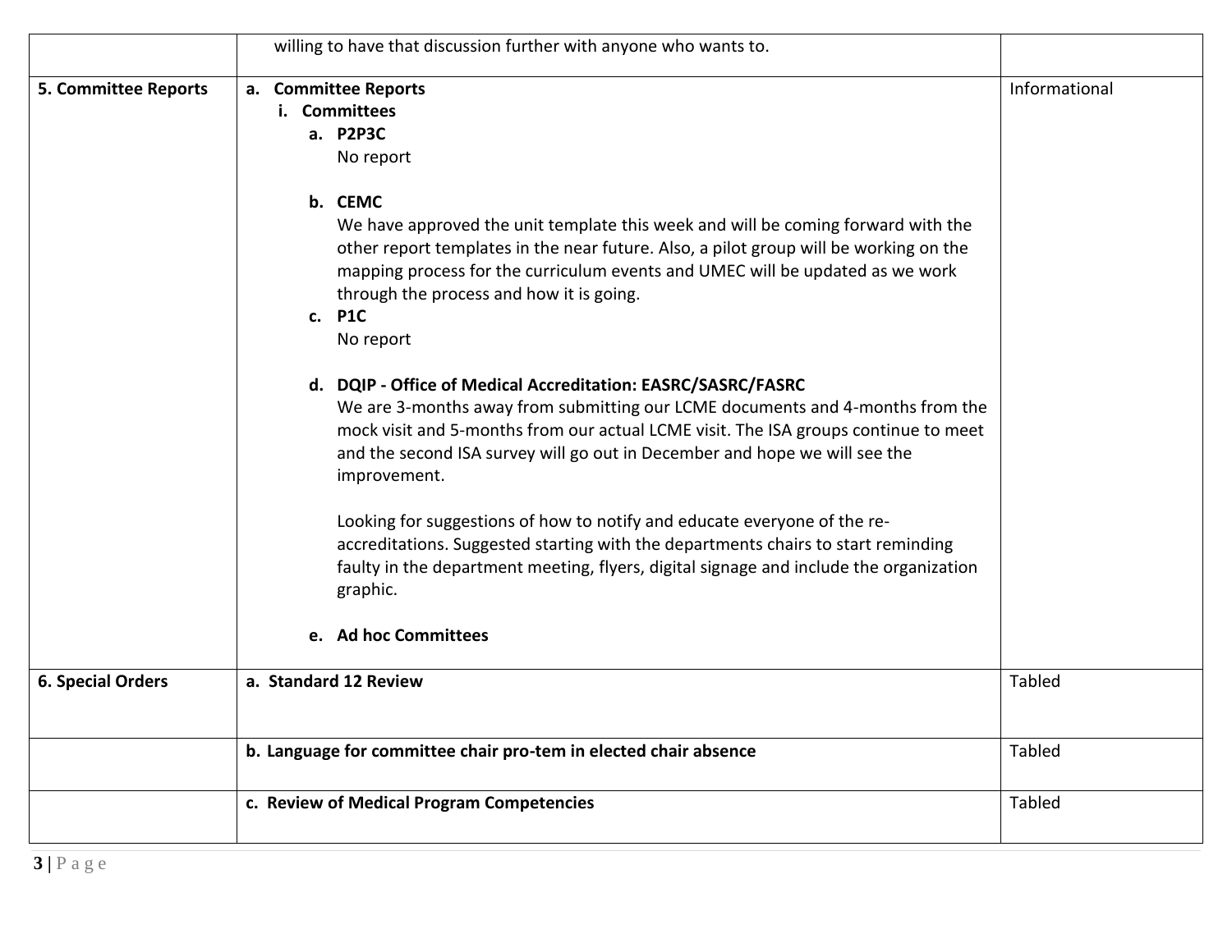| | | |
|---|---|---|
| | willing to have that discussion further with anyone who wants to. | |
| **5. Committee Reports** | **a. Committee Reports**<br>**i. Committees**<br>**a. P2P3C**<br>No report<br><br>**b. CEMC**<br>We have approved the unit template this week and will be coming forward with the other report templates in the near future. Also, a pilot group will be working on the mapping process for the curriculum events and UMEC will be updated as we work through the process and how it is going.<br>**c. P1C**<br>No report<br><br>**d. DQIP - Office of Medical Accreditation: EASRC/SASRC/FASRC**<br>We are 3-months away from submitting our LCME documents and 4-months from the mock visit and 5-months from our actual LCME visit. The ISA groups continue to meet and the second ISA survey will go out in December and hope we will see the improvement.<br><br>Looking for suggestions of how to notify and educate everyone of the re-accreditations. Suggested starting with the departments chairs to start reminding faulty in the department meeting, flyers, digital signage and include the organization graphic.<br><br>**e. Ad hoc Committees** | Informational |
| **6. Special Orders** | **a. Standard 12 Review** | Tabled |
| | **b. Language for committee chair pro-tem in elected chair absence** | Tabled |
| | **c. Review of Medical Program Competencies** | Tabled |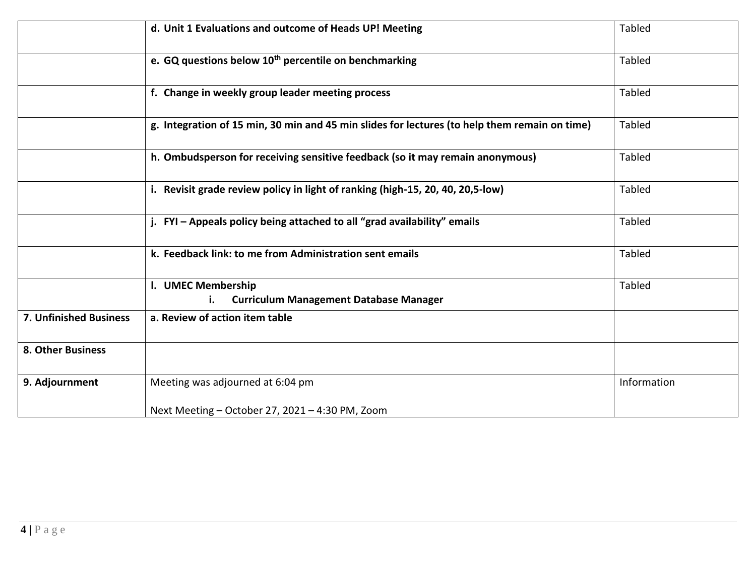| | | |
|---|---|---|
| | **d. Unit 1 Evaluations and outcome of Heads UP! Meeting** | Tabled |
| | **e. GQ questions below 10th percentile on benchmarking** | Tabled |
| | **f. Change in weekly group leader meeting process** | Tabled |
| | **g. Integration of 15 min, 30 min and 45 min slides for lectures (to help them remain on time)** | Tabled |
| | **h. Ombudsperson for receiving sensitive feedback (so it may remain anonymous)** | Tabled |
| | **i. Revisit grade review policy in light of ranking (high-15, 20, 40, 20,5-low)** | Tabled |
| | **j. FYI – Appeals policy being attached to all "grad availability" emails** | Tabled |
| | **k. Feedback link: to me from Administration sent emails** | Tabled |
| | **l. UMEC Membership**<br>**i. Curriculum Management Database Manager** | Tabled |
| **7. Unfinished Business** | **a. Review of action item table** | |
| **8. Other Business** | | |
| **9. Adjournment** | Meeting was adjourned at 6:04 pm<br><br>Next Meeting – October 27, 2021 – 4:30 PM, Zoom | Information |